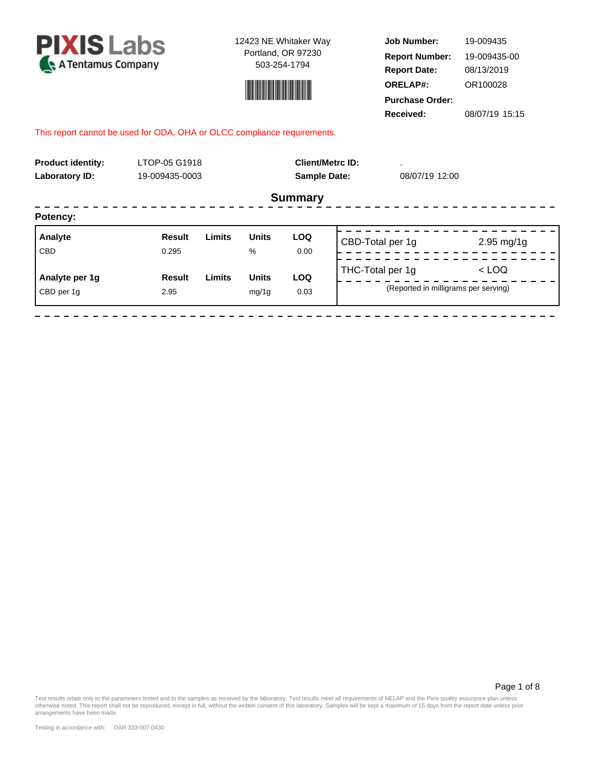**PIXIS Labs**
A Tentamus Company

12423 NE Whitaker Way
Portland, OR 97230
503-254-1794

| | |
|---|---|
| **Job Number:** | 19-009435 |
| **Report Number:** | 19-009435-00 |
| **Report Date:** | 08/13/2019 |
| **ORELAP#:** | OR100028 |
| **Purchase Order:** | |
| **Received:** | 08/07/19 15:15 |

This report cannot be used for ODA, OHA or OLCC compliance requirements.

| | | | |
|---|---|---|---|
| **Product identity:** | LTOP-05 G1918 | **Client/Metrc ID:** | . |
| **Laboratory ID:** | 19-009435-0003 | **Sample Date:** | 08/07/19 12:00 |

## Summary

**Potency:**

| Analyte | Result | Limits | Units | LOQ |
|---|---|---|---|---|
| CBD | 0.295 | | % | 0.00 |

| Analyte per 1g | Result | Limits | Units | LOQ |
|---|---|---|---|---|
| CBD per 1g | 2.95 | | mg/1g | 0.03 |

| | |
|---|---|
| CBD-Total per 1g | 2.95 mg/1g |
| THC-Total per 1g | < LOQ |

(Reported in milligrams per serving)

Test results relate only to the parameters tested and to the samples as received by the laboratory. Test results meet all requirements of NELAP and the Pixis quality assurance plan unless otherwise noted. This report shall not be reproduced, except in full, without the written consent of this laboratory. Samples will be kept a maximum of 15 days from the report date unless prior arrangements have been made.

Testing in accordance with: OAR 333-007-0430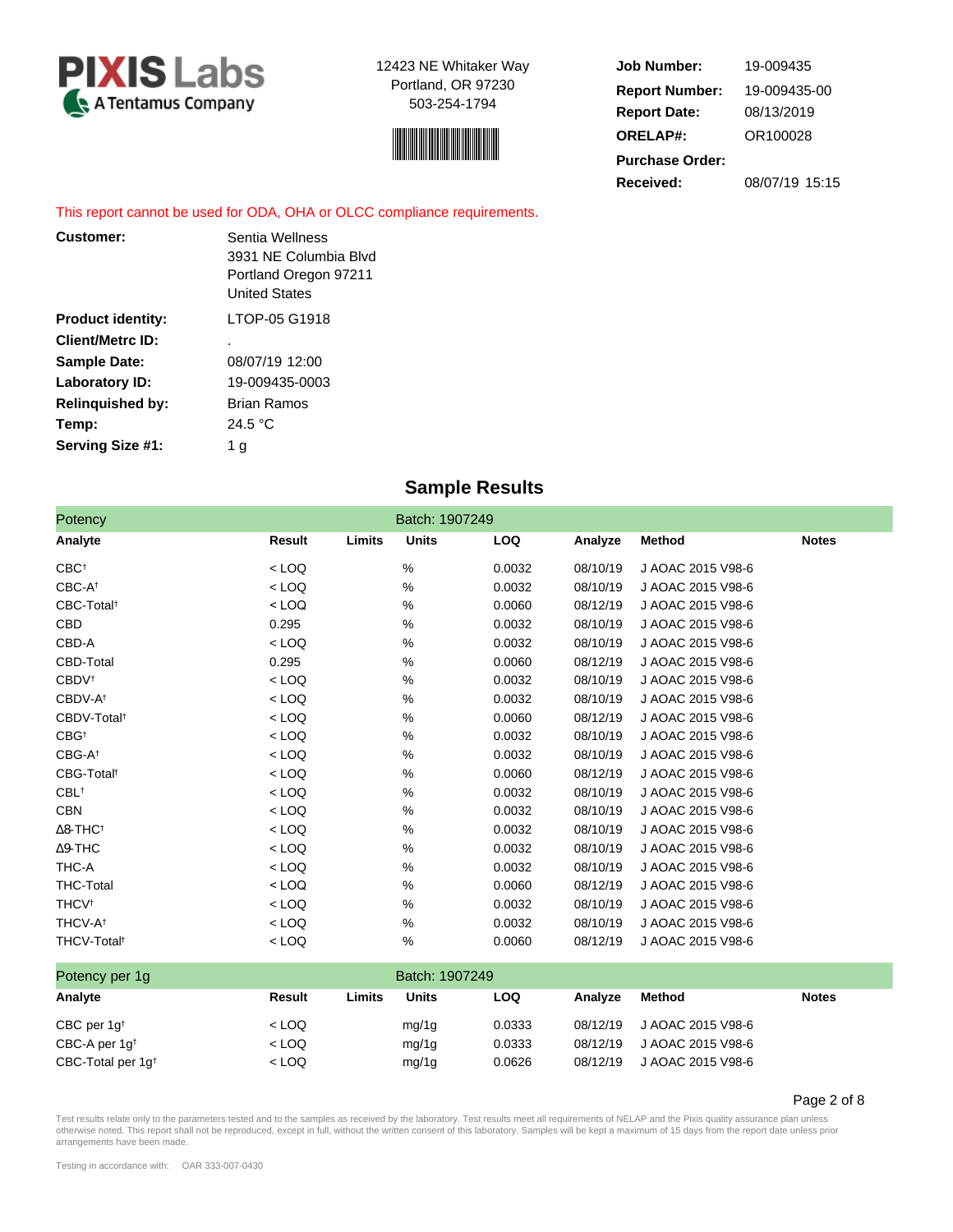**PIXIS Labs**
A Tentamus Company

12423 NE Whitaker Way
Portland, OR 97230
503-254-1794

| | |
|---|---|
| **Job Number:** | 19-009435 |
| **Report Number:** | 19-009435-00 |
| **Report Date:** | 08/13/2019 |
| **ORELAP#:** | OR100028 |
| **Purchase Order:** | |
| **Received:** | 08/07/19 15:15 |

This report cannot be used for ODA, OHA or OLCC compliance requirements.

| | |
|---|---|
| **Customer:** | Sentia Wellness<br>3931 NE Columbia Blvd<br>Portland Oregon 97211<br>United States |
| **Product identity:** | LTOP-05 G1918 |
| **Client/Metrc ID:** | . |
| **Sample Date:** | 08/07/19 12:00 |
| **Laboratory ID:** | 19-009435-0003 |
| **Relinquished by:** | Brian Ramos |
| **Temp:** | 24.5 °C |
| **Serving Size #1:** | 1 g |

## Sample Results

**Potency** — Batch: 1907249

| Analyte | Result | Limits | Units | LOQ | Analyze | Method | Notes |
|---|---|---|---|---|---|---|---|
| CBC† | < LOQ | | % | 0.0032 | 08/10/19 | J AOAC 2015 V98-6 | |
| CBC-A† | < LOQ | | % | 0.0032 | 08/10/19 | J AOAC 2015 V98-6 | |
| CBC-Total† | < LOQ | | % | 0.0060 | 08/12/19 | J AOAC 2015 V98-6 | |
| CBD | 0.295 | | % | 0.0032 | 08/10/19 | J AOAC 2015 V98-6 | |
| CBD-A | < LOQ | | % | 0.0032 | 08/10/19 | J AOAC 2015 V98-6 | |
| CBD-Total | 0.295 | | % | 0.0060 | 08/12/19 | J AOAC 2015 V98-6 | |
| CBDV† | < LOQ | | % | 0.0032 | 08/10/19 | J AOAC 2015 V98-6 | |
| CBDV-A† | < LOQ | | % | 0.0032 | 08/10/19 | J AOAC 2015 V98-6 | |
| CBDV-Total† | < LOQ | | % | 0.0060 | 08/12/19 | J AOAC 2015 V98-6 | |
| CBG† | < LOQ | | % | 0.0032 | 08/10/19 | J AOAC 2015 V98-6 | |
| CBG-A† | < LOQ | | % | 0.0032 | 08/10/19 | J AOAC 2015 V98-6 | |
| CBG-Total† | < LOQ | | % | 0.0060 | 08/12/19 | J AOAC 2015 V98-6 | |
| CBL† | < LOQ | | % | 0.0032 | 08/10/19 | J AOAC 2015 V98-6 | |
| CBN | < LOQ | | % | 0.0032 | 08/10/19 | J AOAC 2015 V98-6 | |
| Δ8-THC† | < LOQ | | % | 0.0032 | 08/10/19 | J AOAC 2015 V98-6 | |
| Δ9-THC | < LOQ | | % | 0.0032 | 08/10/19 | J AOAC 2015 V98-6 | |
| THC-A | < LOQ | | % | 0.0032 | 08/10/19 | J AOAC 2015 V98-6 | |
| THC-Total | < LOQ | | % | 0.0060 | 08/12/19 | J AOAC 2015 V98-6 | |
| THCV† | < LOQ | | % | 0.0032 | 08/10/19 | J AOAC 2015 V98-6 | |
| THCV-A† | < LOQ | | % | 0.0032 | 08/10/19 | J AOAC 2015 V98-6 | |
| THCV-Total† | < LOQ | | % | 0.0060 | 08/12/19 | J AOAC 2015 V98-6 | |

**Potency per 1g** — Batch: 1907249

| Analyte | Result | Limits | Units | LOQ | Analyze | Method | Notes |
|---|---|---|---|---|---|---|---|
| CBC per 1g† | < LOQ | | mg/1g | 0.0333 | 08/12/19 | J AOAC 2015 V98-6 | |
| CBC-A per 1g† | < LOQ | | mg/1g | 0.0333 | 08/12/19 | J AOAC 2015 V98-6 | |
| CBC-Total per 1g† | < LOQ | | mg/1g | 0.0626 | 08/12/19 | J AOAC 2015 V98-6 | |

Test results relate only to the parameters tested and to the samples as received by the laboratory. Test results meet all requirements of NELAP and the Pixis quality assurance plan unless otherwise noted. This report shall not be reproduced, except in full, without the written consent of this laboratory. Samples will be kept a maximum of 15 days from the report date unless prior arrangements have been made.

Testing in accordance with: OAR 333-007-0430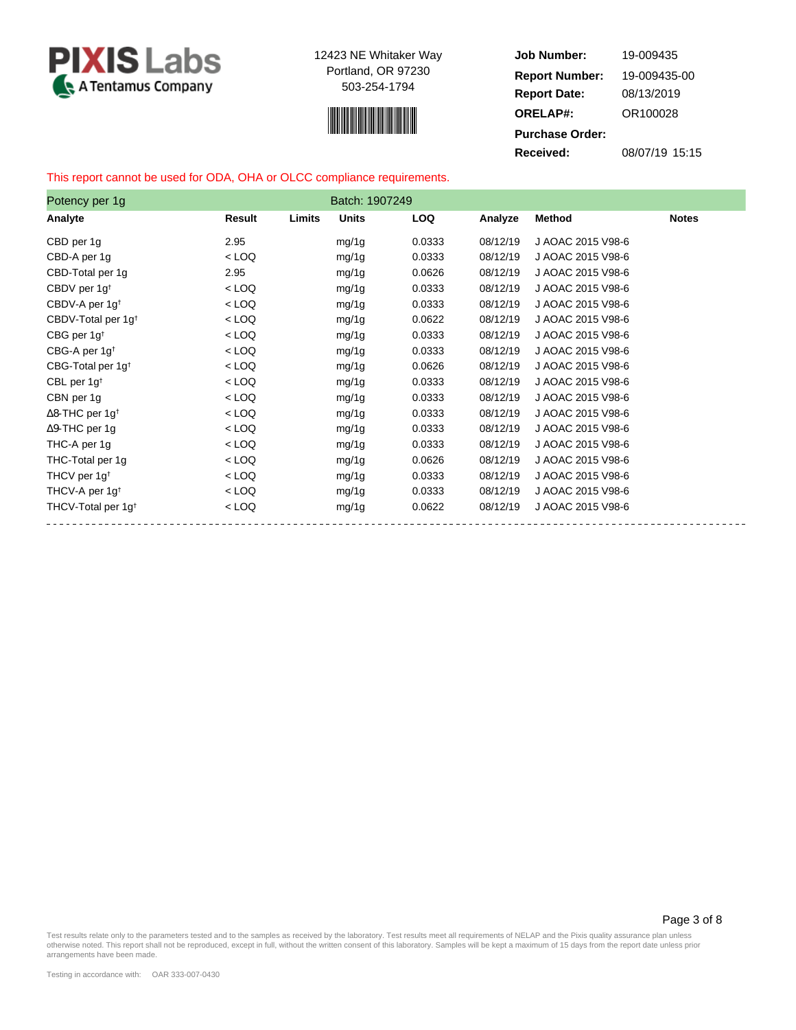**PIXIS Labs**
A Tentamus Company

12423 NE Whitaker Way
Portland, OR 97230
503-254-1794

| | |
|---|---|
| **Job Number:** | 19-009435 |
| **Report Number:** | 19-009435-00 |
| **Report Date:** | 08/13/2019 |
| **ORELAP#:** | OR100028 |
| **Purchase Order:** | |
| **Received:** | 08/07/19 15:15 |

This report cannot be used for ODA, OHA or OLCC compliance requirements.

## Potency per 1g — Batch: 1907249

| Analyte | Result | Limits | Units | LOQ | Analyze | Method | Notes |
|---|---|---|---|---|---|---|---|
| CBD per 1g | 2.95 | | mg/1g | 0.0333 | 08/12/19 | J AOAC 2015 V98-6 | |
| CBD-A per 1g | < LOQ | | mg/1g | 0.0333 | 08/12/19 | J AOAC 2015 V98-6 | |
| CBD-Total per 1g | 2.95 | | mg/1g | 0.0626 | 08/12/19 | J AOAC 2015 V98-6 | |
| CBDV per 1g† | < LOQ | | mg/1g | 0.0333 | 08/12/19 | J AOAC 2015 V98-6 | |
| CBDV-A per 1g† | < LOQ | | mg/1g | 0.0333 | 08/12/19 | J AOAC 2015 V98-6 | |
| CBDV-Total per 1g† | < LOQ | | mg/1g | 0.0622 | 08/12/19 | J AOAC 2015 V98-6 | |
| CBG per 1g† | < LOQ | | mg/1g | 0.0333 | 08/12/19 | J AOAC 2015 V98-6 | |
| CBG-A per 1g† | < LOQ | | mg/1g | 0.0333 | 08/12/19 | J AOAC 2015 V98-6 | |
| CBG-Total per 1g† | < LOQ | | mg/1g | 0.0626 | 08/12/19 | J AOAC 2015 V98-6 | |
| CBL per 1g† | < LOQ | | mg/1g | 0.0333 | 08/12/19 | J AOAC 2015 V98-6 | |
| CBN per 1g | < LOQ | | mg/1g | 0.0333 | 08/12/19 | J AOAC 2015 V98-6 | |
| Δ8-THC per 1g† | < LOQ | | mg/1g | 0.0333 | 08/12/19 | J AOAC 2015 V98-6 | |
| Δ9-THC per 1g | < LOQ | | mg/1g | 0.0333 | 08/12/19 | J AOAC 2015 V98-6 | |
| THC-A per 1g | < LOQ | | mg/1g | 0.0333 | 08/12/19 | J AOAC 2015 V98-6 | |
| THC-Total per 1g | < LOQ | | mg/1g | 0.0626 | 08/12/19 | J AOAC 2015 V98-6 | |
| THCV per 1g† | < LOQ | | mg/1g | 0.0333 | 08/12/19 | J AOAC 2015 V98-6 | |
| THCV-A per 1g† | < LOQ | | mg/1g | 0.0333 | 08/12/19 | J AOAC 2015 V98-6 | |
| THCV-Total per 1g† | < LOQ | | mg/1g | 0.0622 | 08/12/19 | J AOAC 2015 V98-6 | |

Test results relate only to the parameters tested and to the samples as received by the laboratory. Test results meet all requirements of NELAP and the Pixis quality assurance plan unless otherwise noted. This report shall not be reproduced, except in full, without the written consent of this laboratory. Samples will be kept a maximum of 15 days from the report date unless prior arrangements have been made.

Testing in accordance with: OAR 333-007-0430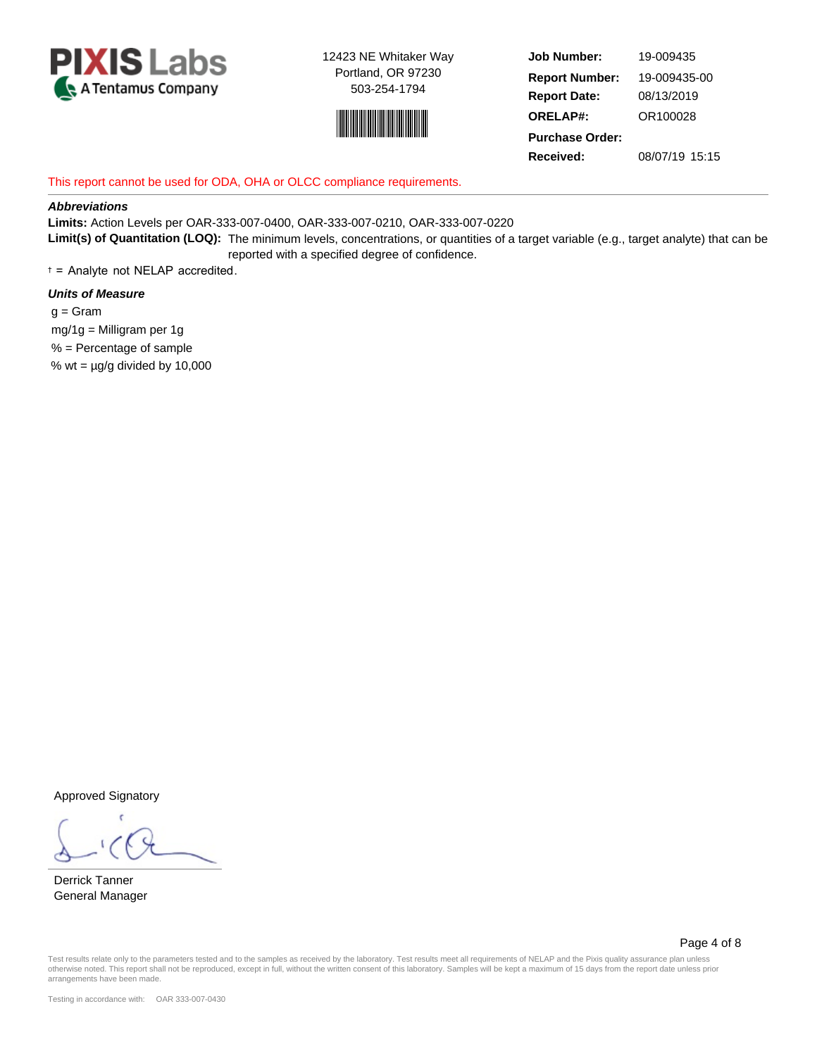**PIXIS Labs**
A Tentamus Company

12423 NE Whitaker Way
Portland, OR 97230
503-254-1794

| | |
|---|---|
| **Job Number:** | 19-009435 |
| **Report Number:** | 19-009435-00 |
| **Report Date:** | 08/13/2019 |
| **ORELAP#:** | OR100028 |
| **Purchase Order:** | |
| **Received:** | 08/07/19 15:15 |

This report cannot be used for ODA, OHA or OLCC compliance requirements.

***Abbreviations***

**Limits:** Action Levels per OAR-333-007-0400, OAR-333-007-0210, OAR-333-007-0220

**Limit(s) of Quantitation (LOQ):** The minimum levels, concentrations, or quantities of a target variable (e.g., target analyte) that can be reported with a specified degree of confidence.

† = Analyte not NELAP accredited.

***Units of Measure***

g = Gram
mg/1g = Milligram per 1g
% = Percentage of sample
% wt = µg/g divided by 10,000

Approved Signatory

Derrick Tanner
General Manager

Test results relate only to the parameters tested and to the samples as received by the laboratory. Test results meet all requirements of NELAP and the Pixis quality assurance plan unless otherwise noted. This report shall not be reproduced, except in full, without the written consent of this laboratory. Samples will be kept a maximum of 15 days from the report date unless prior arrangements have been made.

Testing in accordance with: OAR 333-007-0430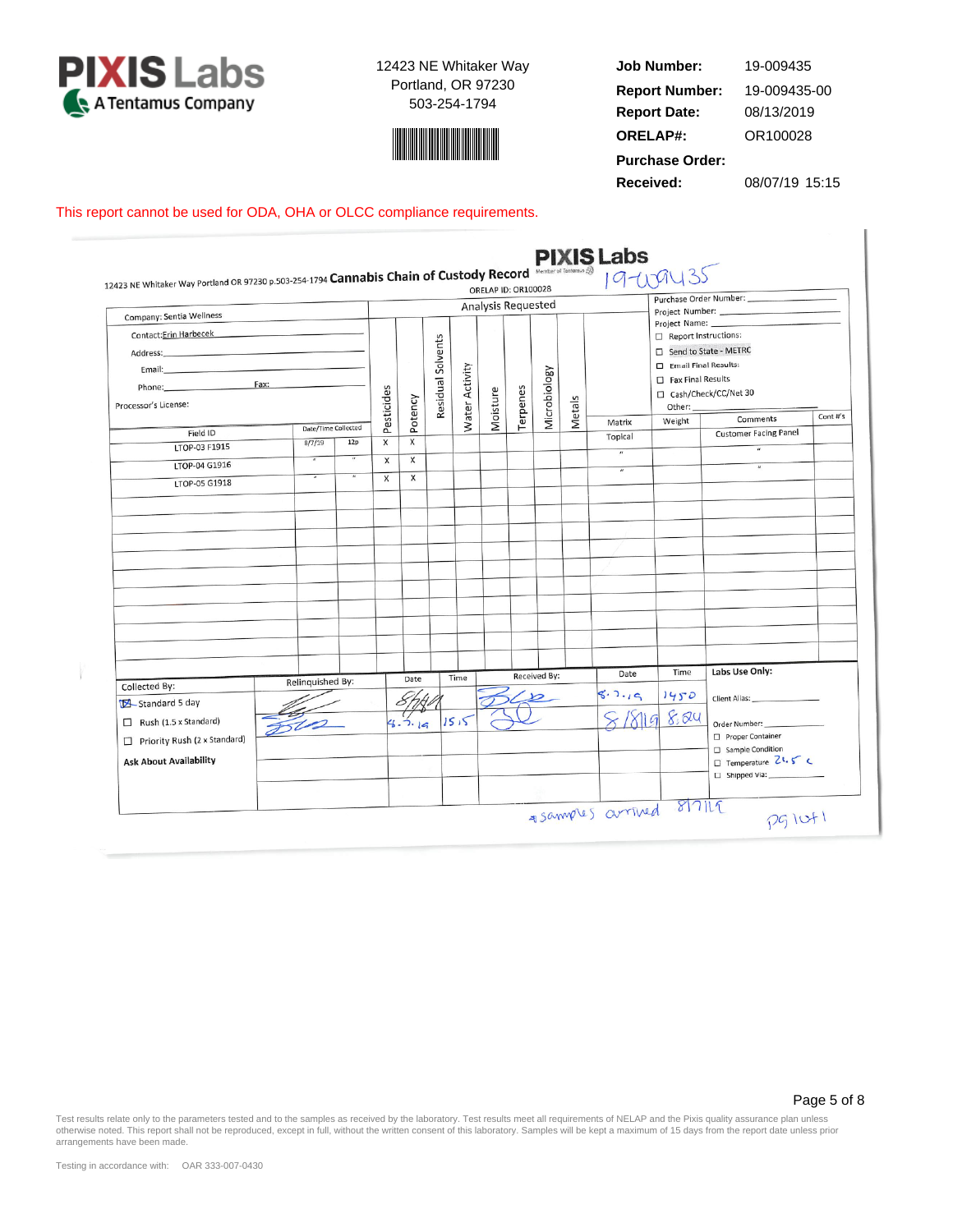**PIXIS Labs**
A Tentamus Company

12423 NE Whitaker Way
Portland, OR 97230
503-254-1794

| | |
|---|---|
| **Job Number:** | 19-009435 |
| **Report Number:** | 19-009435-00 |
| **Report Date:** | 08/13/2019 |
| **ORELAP#:** | OR100028 |
| **Purchase Order:** | |
| **Received:** | 08/07/19 15:15 |

This report cannot be used for ODA, OHA or OLCC compliance requirements.

## Cannabis Chain of Custody Record

12423 NE Whitaker Way Portland OR 97230 p.503-254-1794

PIXIS Labs — ORELAP ID: OR100028 — 19-009435

Company: Sentia Wellness
Contact: Erin Harbecek
Address:
Email:
Phone: Fax:
Processor's License:

Purchase Order Number:
Project Number:
Project Name:
☐ Report Instructions:
☐ Send to State - METRC
☐ Email Final Results:
☐ Fax Final Results
☐ Cash/Check/CC/Net 30
Other:

| Field ID | Date/Time Collected | | Pesticides | Potency | Residual Solvents | Water Activity | Moisture | Terpenes | Microbiology | Metals | Matrix | Weight | Comments | Cont #'s |
|---|---|---|---|---|---|---|---|---|---|---|---|---|---|---|
| LTOP-03 F1915 | 8/7/19 | 12p | X | X | | | | | | | Topical | | Customer Facing Panel | |
| LTOP-04 G1916 | " | " | X | X | | | | | | | " | | " | |
| LTOP-05 G1918 | " | " | X | X | | | | | | | " | | " | |

| Collected By: | Relinquished By: | Date | Time | Received By: | Date | Time |
|---|---|---|---|---|---|---|
| ☒ Standard 5 day | [signature] | 8/7/19 | | [signature] | 8.7.19 | 1450 |
| ☐ Rush (1.5 x Standard) | [signature] | 8.7.19 | 1515 | [signature] | 8/8/19 | 8:24 |
| ☐ Priority Rush (2 x Standard) | | | | | | |
| Ask About Availability | | | | | | |

**Labs Use Only:**
Client Alias:
Order Number:
☐ Proper Container
☐ Sample Condition
☐ Temperature 21.5 c
☐ Shipped via:

*samples arrived 8/7/19

pg 1 of 1

Test results relate only to the parameters tested and to the samples as received by the laboratory. Test results meet all requirements of NELAP and the Pixis quality assurance plan unless otherwise noted. This report shall not be reproduced, except in full, without the written consent of this laboratory. Samples will be kept a maximum of 15 days from the report date unless prior arrangements have been made.

Testing in accordance with: OAR 333-007-0430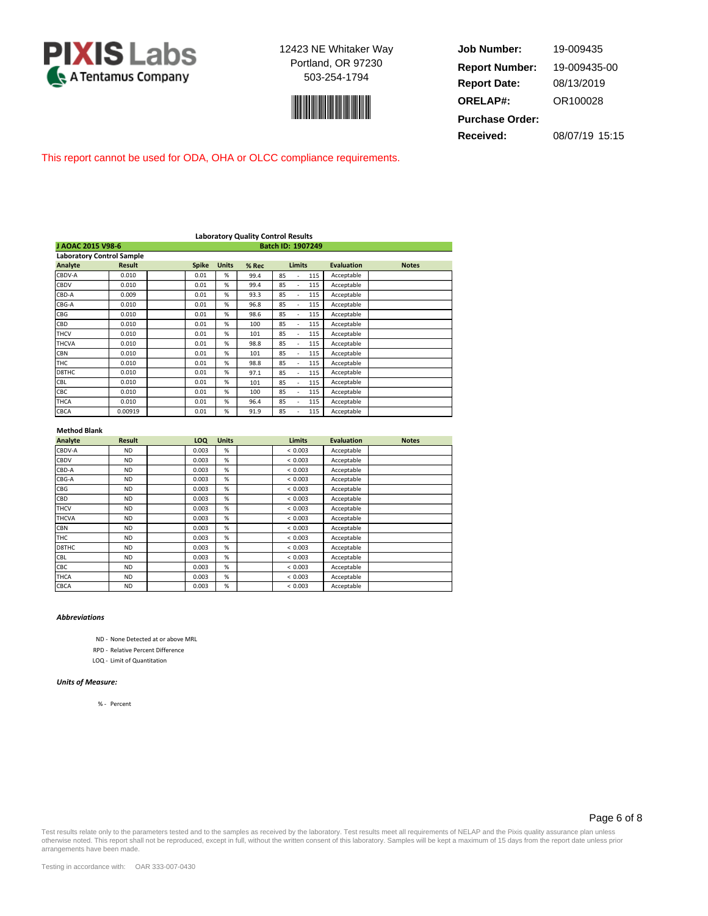**PIXIS Labs**
A Tentamus Company

12423 NE Whitaker Way
Portland, OR 97230
503-254-1794

| | |
|---|---|
| **Job Number:** | 19-009435 |
| **Report Number:** | 19-009435-00 |
| **Report Date:** | 08/13/2019 |
| **ORELAP#:** | OR100028 |
| **Purchase Order:** | |
| **Received:** | 08/07/19 15:15 |

This report cannot be used for ODA, OHA or OLCC compliance requirements.

## Laboratory Quality Control Results

**J AOAC 2015 V98-6** — **Batch ID: 1907249**

### Laboratory Control Sample

| Analyte | Result | | Spike | Units | % Rec | Limits | Evaluation | Notes |
|---|---|---|---|---|---|---|---|---|
| CBDV-A | 0.010 | | 0.01 | % | 99.4 | 85 - 115 | Acceptable | |
| CBDV | 0.010 | | 0.01 | % | 99.4 | 85 - 115 | Acceptable | |
| CBD-A | 0.009 | | 0.01 | % | 93.3 | 85 - 115 | Acceptable | |
| CBG-A | 0.010 | | 0.01 | % | 96.8 | 85 - 115 | Acceptable | |
| CBG | 0.010 | | 0.01 | % | 98.6 | 85 - 115 | Acceptable | |
| CBD | 0.010 | | 0.01 | % | 100 | 85 - 115 | Acceptable | |
| THCV | 0.010 | | 0.01 | % | 101 | 85 - 115 | Acceptable | |
| THCVA | 0.010 | | 0.01 | % | 98.8 | 85 - 115 | Acceptable | |
| CBN | 0.010 | | 0.01 | % | 101 | 85 - 115 | Acceptable | |
| THC | 0.010 | | 0.01 | % | 98.8 | 85 - 115 | Acceptable | |
| D8THC | 0.010 | | 0.01 | % | 97.1 | 85 - 115 | Acceptable | |
| CBL | 0.010 | | 0.01 | % | 101 | 85 - 115 | Acceptable | |
| CBC | 0.010 | | 0.01 | % | 100 | 85 - 115 | Acceptable | |
| THCA | 0.010 | | 0.01 | % | 96.4 | 85 - 115 | Acceptable | |
| CBCA | 0.00919 | | 0.01 | % | 91.9 | 85 - 115 | Acceptable | |

### Method Blank

| Analyte | Result | | LOQ | Units | | Limits | Evaluation | Notes |
|---|---|---|---|---|---|---|---|---|
| CBDV-A | ND | | 0.003 | % | | < 0.003 | Acceptable | |
| CBDV | ND | | 0.003 | % | | < 0.003 | Acceptable | |
| CBD-A | ND | | 0.003 | % | | < 0.003 | Acceptable | |
| CBG-A | ND | | 0.003 | % | | < 0.003 | Acceptable | |
| CBG | ND | | 0.003 | % | | < 0.003 | Acceptable | |
| CBD | ND | | 0.003 | % | | < 0.003 | Acceptable | |
| THCV | ND | | 0.003 | % | | < 0.003 | Acceptable | |
| THCVA | ND | | 0.003 | % | | < 0.003 | Acceptable | |
| CBN | ND | | 0.003 | % | | < 0.003 | Acceptable | |
| THC | ND | | 0.003 | % | | < 0.003 | Acceptable | |
| D8THC | ND | | 0.003 | % | | < 0.003 | Acceptable | |
| CBL | ND | | 0.003 | % | | < 0.003 | Acceptable | |
| CBC | ND | | 0.003 | % | | < 0.003 | Acceptable | |
| THCA | ND | | 0.003 | % | | < 0.003 | Acceptable | |
| CBCA | ND | | 0.003 | % | | < 0.003 | Acceptable | |

***Abbreviations***

ND - None Detected at or above MRL
RPD - Relative Percent Difference
LOQ - Limit of Quantitation

***Units of Measure:***

% - Percent

Test results relate only to the parameters tested and to the samples as received by the laboratory. Test results meet all requirements of NELAP and the Pixis quality assurance plan unless otherwise noted. This report shall not be reproduced, except in full, without the written consent of this laboratory. Samples will be kept a maximum of 15 days from the report date unless prior arrangements have been made.

Testing in accordance with: OAR 333-007-0430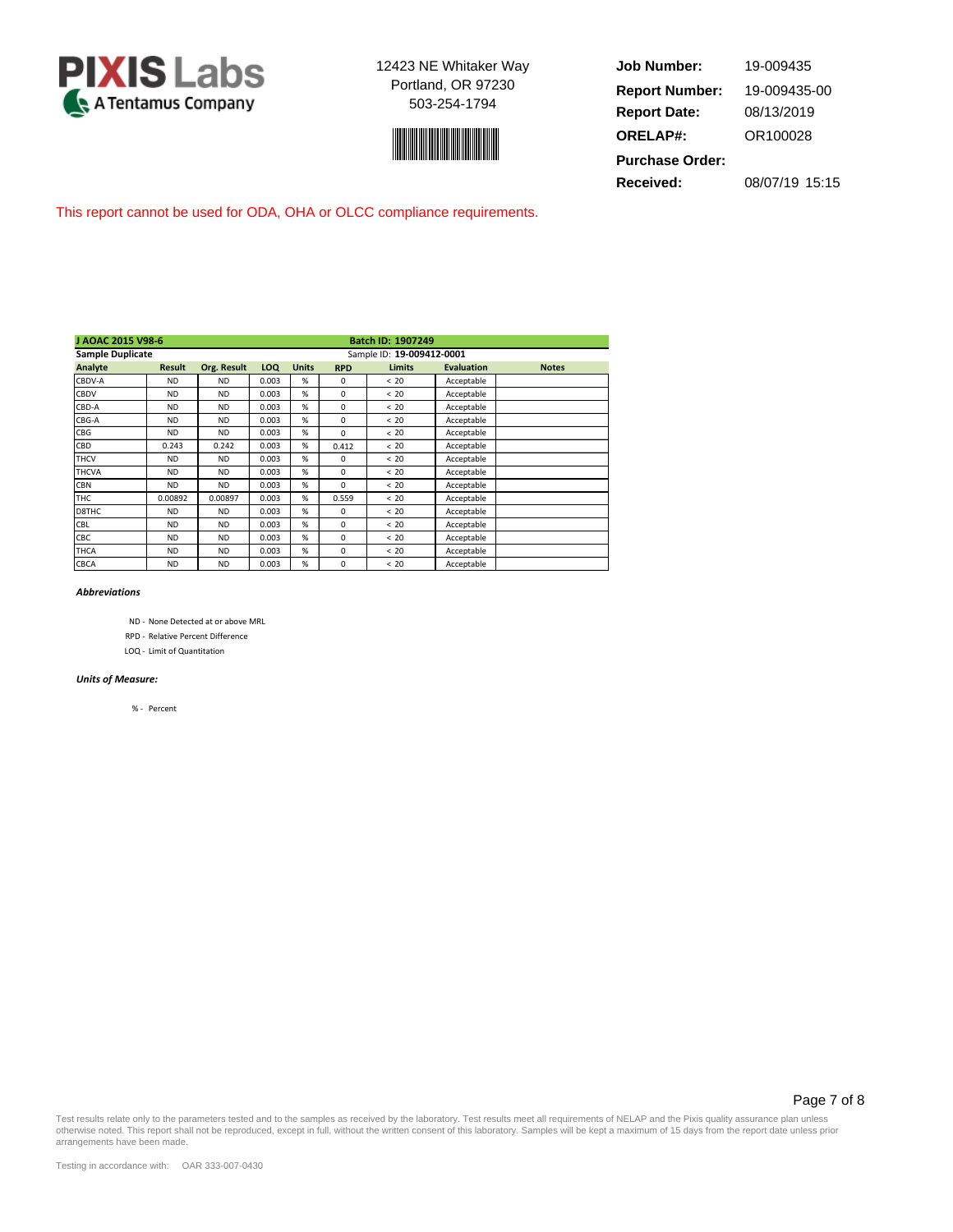**PIXIS Labs**
A Tentamus Company

12423 NE Whitaker Way
Portland, OR 97230
503-254-1794

| | |
|---|---|
| **Job Number:** | 19-009435 |
| **Report Number:** | 19-009435-00 |
| **Report Date:** | 08/13/2019 |
| **ORELAP#:** | OR100028 |
| **Purchase Order:** | |
| **Received:** | 08/07/19 15:15 |

This report cannot be used for ODA, OHA or OLCC compliance requirements.

| J AOAC 2015 V98-6 | | | | | Batch ID: 1907249 | | | |
|---|---|---|---|---|---|---|---|---|
| **Sample Duplicate** | | | | | Sample ID: **19-009412-0001** | | | |
| **Analyte** | **Result** | **Org. Result** | **LOQ** | **Units** | **RPD** | **Limits** | **Evaluation** | **Notes** |
| CBDV-A | ND | ND | 0.003 | % | 0 | < 20 | Acceptable | |
| CBDV | ND | ND | 0.003 | % | 0 | < 20 | Acceptable | |
| CBD-A | ND | ND | 0.003 | % | 0 | < 20 | Acceptable | |
| CBG-A | ND | ND | 0.003 | % | 0 | < 20 | Acceptable | |
| CBG | ND | ND | 0.003 | % | 0 | < 20 | Acceptable | |
| CBD | 0.243 | 0.242 | 0.003 | % | 0.412 | < 20 | Acceptable | |
| THCV | ND | ND | 0.003 | % | 0 | < 20 | Acceptable | |
| THCVA | ND | ND | 0.003 | % | 0 | < 20 | Acceptable | |
| CBN | ND | ND | 0.003 | % | 0 | < 20 | Acceptable | |
| THC | 0.00892 | 0.00897 | 0.003 | % | 0.559 | < 20 | Acceptable | |
| D8THC | ND | ND | 0.003 | % | 0 | < 20 | Acceptable | |
| CBL | ND | ND | 0.003 | % | 0 | < 20 | Acceptable | |
| CBC | ND | ND | 0.003 | % | 0 | < 20 | Acceptable | |
| THCA | ND | ND | 0.003 | % | 0 | < 20 | Acceptable | |
| CBCA | ND | ND | 0.003 | % | 0 | < 20 | Acceptable | |

***Abbreviations***

ND - None Detected at or above MRL
RPD - Relative Percent Difference
LOQ - Limit of Quantitation

***Units of Measure:***

% - Percent

Test results relate only to the parameters tested and to the samples as received by the laboratory. Test results meet all requirements of NELAP and the Pixis quality assurance plan unless otherwise noted. This report shall not be reproduced, except in full, without the written consent of this laboratory. Samples will be kept a maximum of 15 days from the report date unless prior arrangements have been made.

Testing in accordance with: OAR 333-007-0430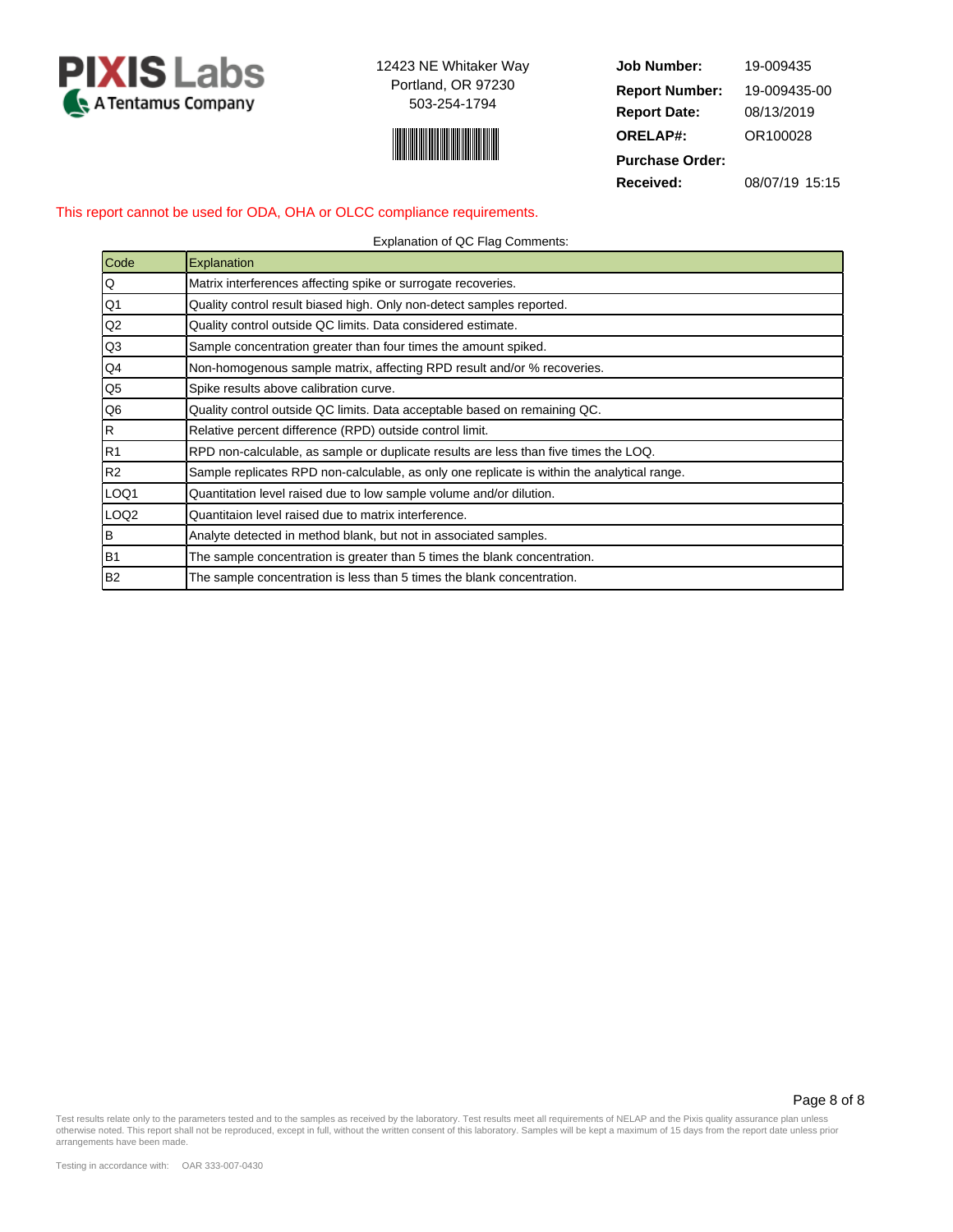**PIXIS Labs**
A Tentamus Company

12423 NE Whitaker Way
Portland, OR 97230
503-254-1794

| | |
|---|---|
| **Job Number:** | 19-009435 |
| **Report Number:** | 19-009435-00 |
| **Report Date:** | 08/13/2019 |
| **ORELAP#:** | OR100028 |
| **Purchase Order:** | |
| **Received:** | 08/07/19 15:15 |

This report cannot be used for ODA, OHA or OLCC compliance requirements.

Explanation of QC Flag Comments:

| Code | Explanation |
|---|---|
| Q | Matrix interferences affecting spike or surrogate recoveries. |
| Q1 | Quality control result biased high. Only non-detect samples reported. |
| Q2 | Quality control outside QC limits. Data considered estimate. |
| Q3 | Sample concentration greater than four times the amount spiked. |
| Q4 | Non-homogenous sample matrix, affecting RPD result and/or % recoveries. |
| Q5 | Spike results above calibration curve. |
| Q6 | Quality control outside QC limits. Data acceptable based on remaining QC. |
| R | Relative percent difference (RPD) outside control limit. |
| R1 | RPD non-calculable, as sample or duplicate results are less than five times the LOQ. |
| R2 | Sample replicates RPD non-calculable, as only one replicate is within the analytical range. |
| LOQ1 | Quantitation level raised due to low sample volume and/or dilution. |
| LOQ2 | Quantitaion level raised due to matrix interference. |
| B | Analyte detected in method blank, but not in associated samples. |
| B1 | The sample concentration is greater than 5 times the blank concentration. |
| B2 | The sample concentration is less than 5 times the blank concentration. |

Test results relate only to the parameters tested and to the samples as received by the laboratory. Test results meet all requirements of NELAP and the Pixis quality assurance plan unless otherwise noted. This report shall not be reproduced, except in full, without the written consent of this laboratory. Samples will be kept a maximum of 15 days from the report date unless prior arrangements have been made.

Testing in accordance with: OAR 333-007-0430